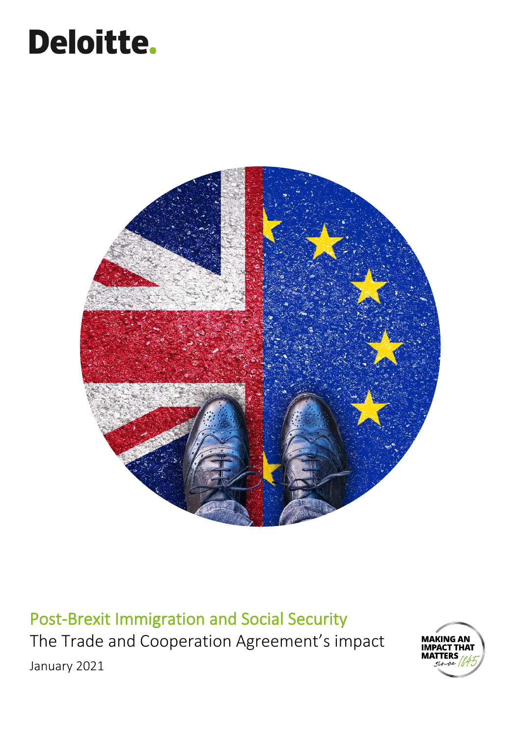Deloitte.

# Post-Brexit Immigration and Social Security

The Trade and Cooperation Agreement's impact

January 2021

MAKING AN IMPACT THAT MATTERS since 1845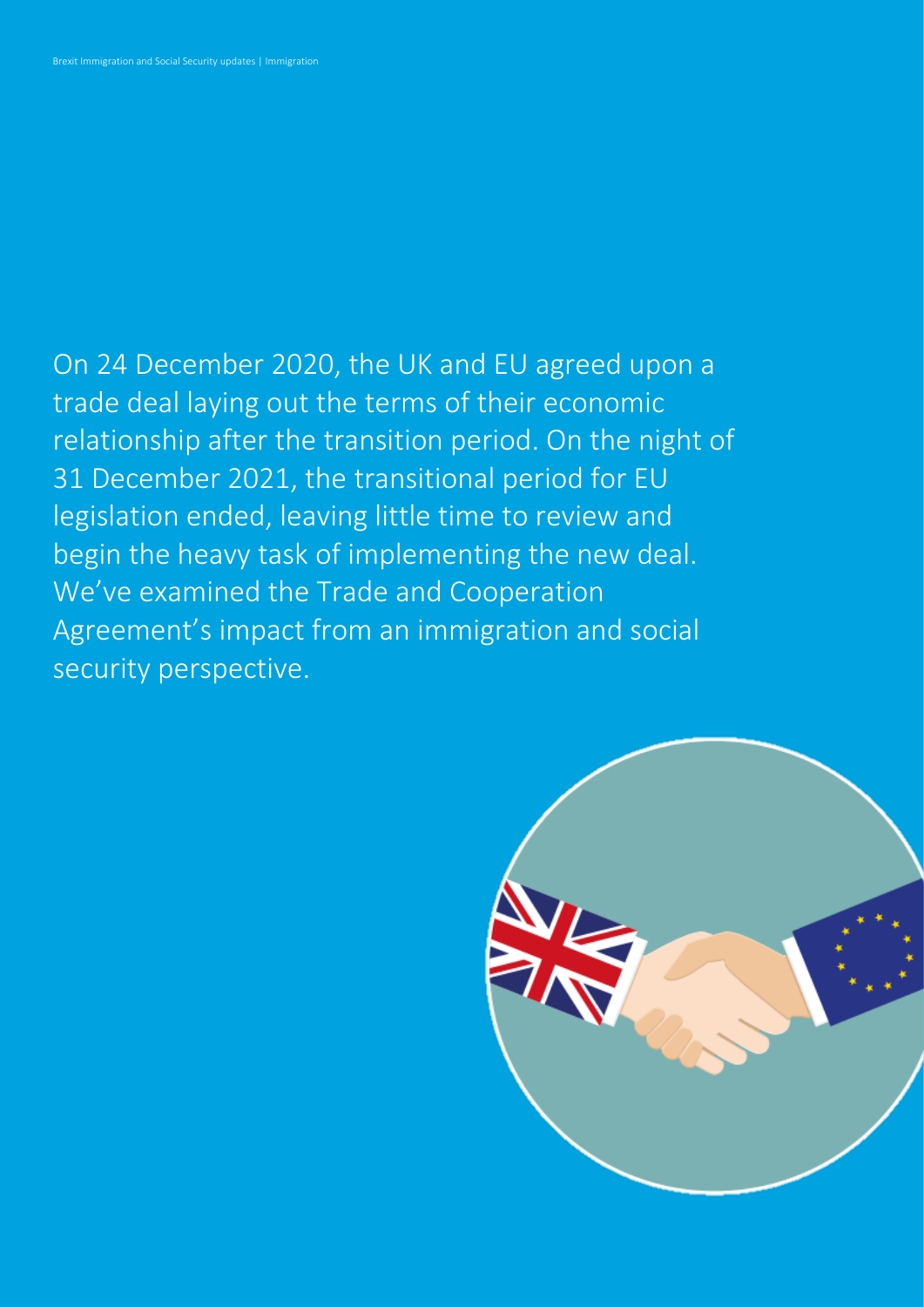On 24 December 2020, the UK and EU agreed upon a trade deal laying out the terms of their economic relationship after the transition period. On the night of 31 December 2021, the transitional period for EU legislation ended, leaving little time to review and begin the heavy task of implementing the new deal. We've examined the Trade and Cooperation Agreement's impact from an immigration and social security perspective.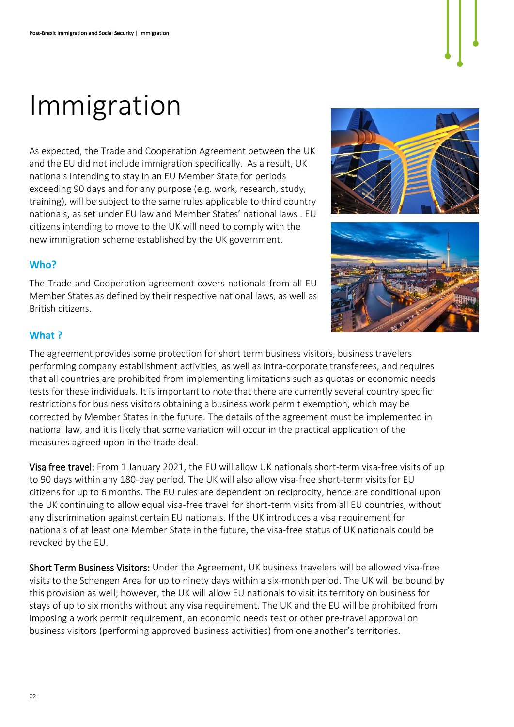# Immigration

As expected, the Trade and Cooperation Agreement between the UK and the EU did not include immigration specifically. As a result, UK nationals intending to stay in an EU Member State for periods exceeding 90 days and for any purpose (e.g. work, research, study, training), will be subject to the same rules applicable to third country nationals, as set under EU law and Member States' national laws . EU citizens intending to move to the UK will need to comply with the new immigration scheme established by the UK government.

### Who?

The Trade and Cooperation agreement covers nationals from all EU Member States as defined by their respective national laws, as well as British citizens.

### What ?

The agreement provides some protection for short term business visitors, business travelers performing company establishment activities, as well as intra-corporate transferees, and requires that all countries are prohibited from implementing limitations such as quotas or economic needs tests for these individuals. It is important to note that there are currently several country specific restrictions for business visitors obtaining a business work permit exemption, which may be corrected by Member States in the future. The details of the agreement must be implemented in national law, and it is likely that some variation will occur in the practical application of the measures agreed upon in the trade deal.

Visa free travel: From 1 January 2021, the EU will allow UK nationals short-term visa-free visits of up to 90 days within any 180-day period. The UK will also allow visa-free short-term visits for EU citizens for up to 6 months. The EU rules are dependent on reciprocity, hence are conditional upon the UK continuing to allow equal visa-free travel for short-term visits from all EU countries, without any discrimination against certain EU nationals. If the UK introduces a visa requirement for nationals of at least one Member State in the future, the visa-free status of UK nationals could be revoked by the EU.

Short Term Business Visitors: Under the Agreement, UK business travelers will be allowed visa-free visits to the Schengen Area for up to ninety days within a six-month period. The UK will be bound by this provision as well; however, the UK will allow EU nationals to visit its territory on business for stays of up to six months without any visa requirement. The UK and the EU will be prohibited from imposing a work permit requirement, an economic needs test or other pre-travel approval on business visitors (performing approved business activities) from one another's territories.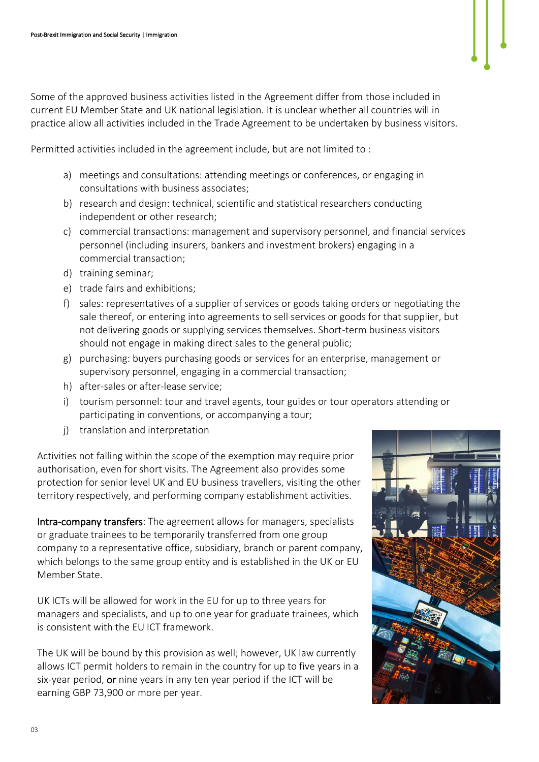Some of the approved business activities listed in the Agreement differ from those included in current EU Member State and UK national legislation. It is unclear whether all countries will in practice allow all activities included in the Trade Agreement to be undertaken by business visitors.

Permitted activities included in the agreement include, but are not limited to :

a) meetings and consultations: attending meetings or conferences, or engaging in consultations with business associates;
b) research and design: technical, scientific and statistical researchers conducting independent or other research;
c) commercial transactions: management and supervisory personnel, and financial services personnel (including insurers, bankers and investment brokers) engaging in a commercial transaction;
d) training seminar;
e) trade fairs and exhibitions;
f) sales: representatives of a supplier of services or goods taking orders or negotiating the sale thereof, or entering into agreements to sell services or goods for that supplier, but not delivering goods or supplying services themselves. Short-term business visitors should not engage in making direct sales to the general public;
g) purchasing: buyers purchasing goods or services for an enterprise, management or supervisory personnel, engaging in a commercial transaction;
h) after-sales or after-lease service;
i) tourism personnel: tour and travel agents, tour guides or tour operators attending or participating in conventions, or accompanying a tour;
j) translation and interpretation

Activities not falling within the scope of the exemption may require prior authorisation, even for short visits. The Agreement also provides some protection for senior level UK and EU business travellers, visiting the other territory respectively, and performing company establishment activities.

Intra-company transfers: The agreement allows for managers, specialists or graduate trainees to be temporarily transferred from one group company to a representative office, subsidiary, branch or parent company, which belongs to the same group entity and is established in the UK or EU Member State.

UK ICTs will be allowed for work in the EU for up to three years for managers and specialists, and up to one year for graduate trainees, which is consistent with the EU ICT framework.

The UK will be bound by this provision as well; however, UK law currently allows ICT permit holders to remain in the country for up to five years in a six-year period, **or** nine years in any ten year period if the ICT will be earning GBP 73,900 or more per year.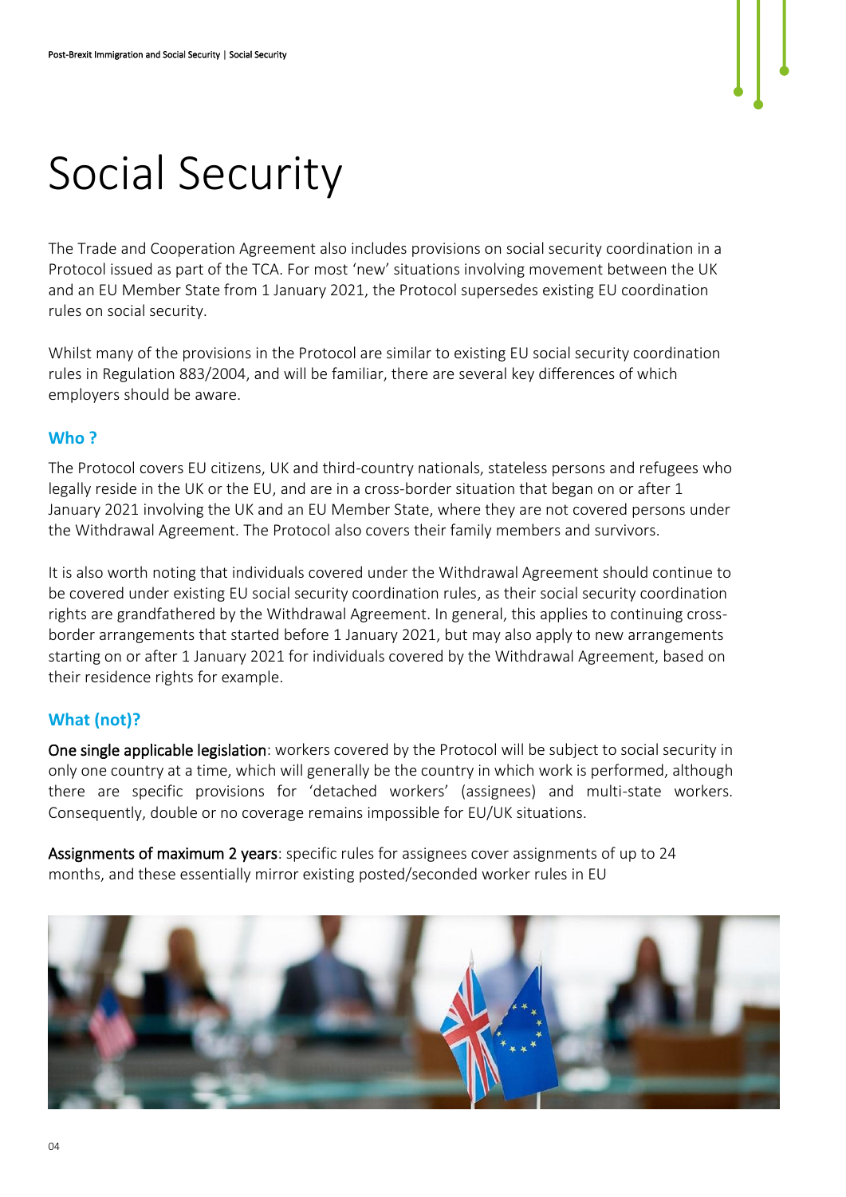# Social Security

The Trade and Cooperation Agreement also includes provisions on social security coordination in a Protocol issued as part of the TCA. For most 'new' situations involving movement between the UK and an EU Member State from 1 January 2021, the Protocol supersedes existing EU coordination rules on social security.

Whilst many of the provisions in the Protocol are similar to existing EU social security coordination rules in Regulation 883/2004, and will be familiar, there are several key differences of which employers should be aware.

### Who ?

The Protocol covers EU citizens, UK and third-country nationals, stateless persons and refugees who legally reside in the UK or the EU, and are in a cross-border situation that began on or after 1 January 2021 involving the UK and an EU Member State, where they are not covered persons under the Withdrawal Agreement. The Protocol also covers their family members and survivors.

It is also worth noting that individuals covered under the Withdrawal Agreement should continue to be covered under existing EU social security coordination rules, as their social security coordination rights are grandfathered by the Withdrawal Agreement. In general, this applies to continuing cross-border arrangements that started before 1 January 2021, but may also apply to new arrangements starting on or after 1 January 2021 for individuals covered by the Withdrawal Agreement, based on their residence rights for example.

### What (not)?

One single applicable legislation: workers covered by the Protocol will be subject to social security in only one country at a time, which will generally be the country in which work is performed, although there are specific provisions for 'detached workers' (assignees) and multi-state workers. Consequently, double or no coverage remains impossible for EU/UK situations.

Assignments of maximum 2 years: specific rules for assignees cover assignments of up to 24 months, and these essentially mirror existing posted/seconded worker rules in EU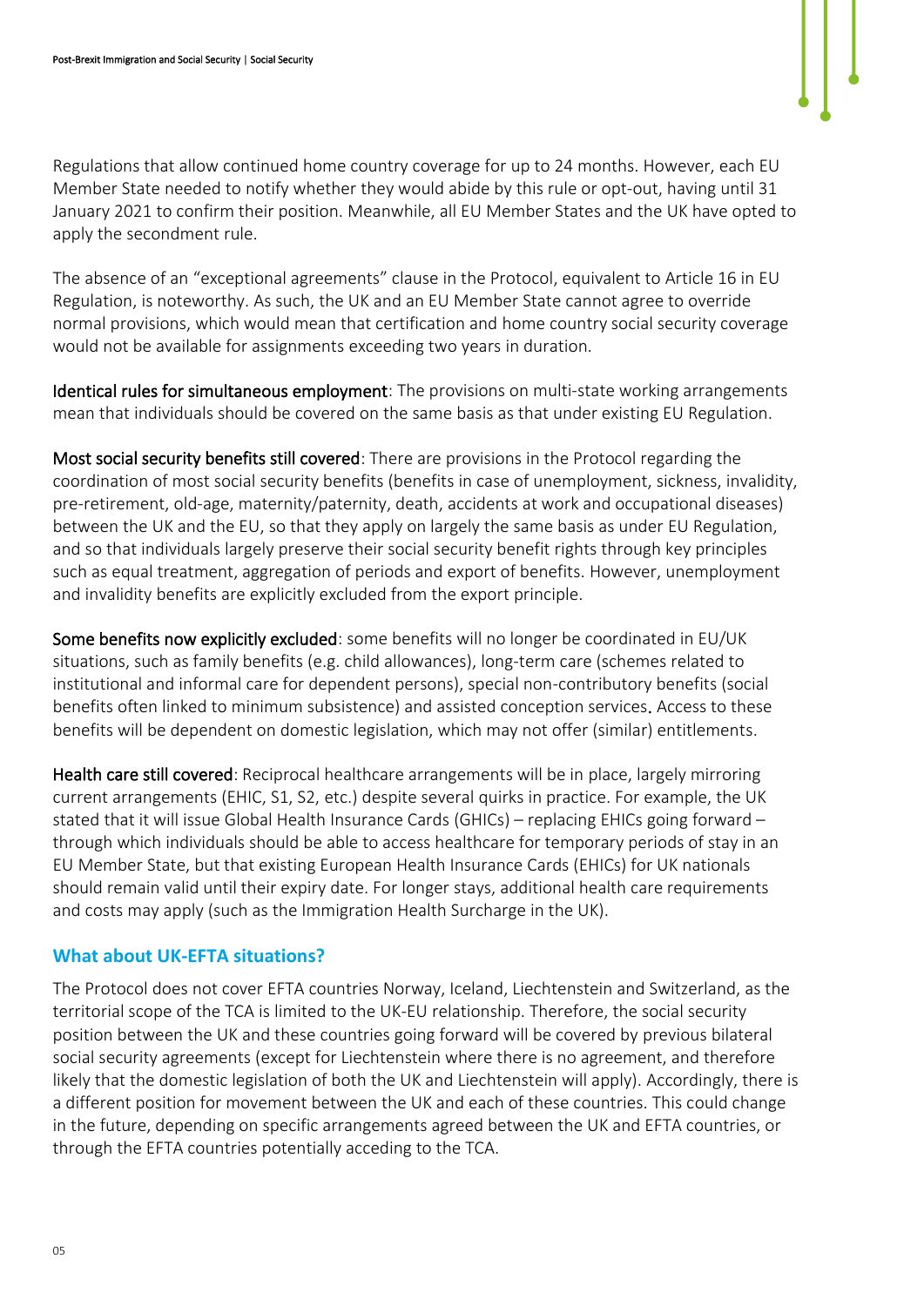Regulations that allow continued home country coverage for up to 24 months. However, each EU Member State needed to notify whether they would abide by this rule or opt-out, having until 31 January 2021 to confirm their position. Meanwhile, all EU Member States and the UK have opted to apply the secondment rule.

The absence of an "exceptional agreements" clause in the Protocol, equivalent to Article 16 in EU Regulation, is noteworthy. As such, the UK and an EU Member State cannot agree to override normal provisions, which would mean that certification and home country social security coverage would not be available for assignments exceeding two years in duration.

**Identical rules for simultaneous employment**: The provisions on multi-state working arrangements mean that individuals should be covered on the same basis as that under existing EU Regulation.

**Most social security benefits still covered**: There are provisions in the Protocol regarding the coordination of most social security benefits (benefits in case of unemployment, sickness, invalidity, pre-retirement, old-age, maternity/paternity, death, accidents at work and occupational diseases) between the UK and the EU, so that they apply on largely the same basis as under EU Regulation, and so that individuals largely preserve their social security benefit rights through key principles such as equal treatment, aggregation of periods and export of benefits. However, unemployment and invalidity benefits are explicitly excluded from the export principle.

**Some benefits now explicitly excluded**: some benefits will no longer be coordinated in EU/UK situations, such as family benefits (e.g. child allowances), long-term care (schemes related to institutional and informal care for dependent persons), special non-contributory benefits (social benefits often linked to minimum subsistence) and assisted conception services. Access to these benefits will be dependent on domestic legislation, which may not offer (similar) entitlements.

**Health care still covered**: Reciprocal healthcare arrangements will be in place, largely mirroring current arrangements (EHIC, S1, S2, etc.) despite several quirks in practice. For example, the UK stated that it will issue Global Health Insurance Cards (GHICs) – replacing EHICs going forward – through which individuals should be able to access healthcare for temporary periods of stay in an EU Member State, but that existing European Health Insurance Cards (EHICs) for UK nationals should remain valid until their expiry date. For longer stays, additional health care requirements and costs may apply (such as the Immigration Health Surcharge in the UK).

### What about UK-EFTA situations?

The Protocol does not cover EFTA countries Norway, Iceland, Liechtenstein and Switzerland, as the territorial scope of the TCA is limited to the UK-EU relationship. Therefore, the social security position between the UK and these countries going forward will be covered by previous bilateral social security agreements (except for Liechtenstein where there is no agreement, and therefore likely that the domestic legislation of both the UK and Liechtenstein will apply). Accordingly, there is a different position for movement between the UK and each of these countries. This could change in the future, depending on specific arrangements agreed between the UK and EFTA countries, or through the EFTA countries potentially acceding to the TCA.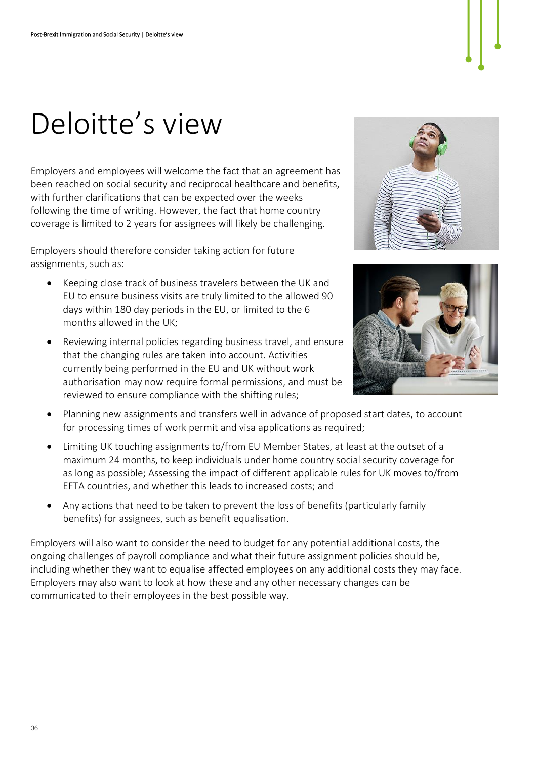# Deloitte's view

Employers and employees will welcome the fact that an agreement has been reached on social security and reciprocal healthcare and benefits, with further clarifications that can be expected over the weeks following the time of writing. However, the fact that home country coverage is limited to 2 years for assignees will likely be challenging.

Employers should therefore consider taking action for future assignments, such as:

- Keeping close track of business travelers between the UK and EU to ensure business visits are truly limited to the allowed 90 days within 180 day periods in the EU, or limited to the 6 months allowed in the UK;
- Reviewing internal policies regarding business travel, and ensure that the changing rules are taken into account. Activities currently being performed in the EU and UK without work authorisation may now require formal permissions, and must be reviewed to ensure compliance with the shifting rules;
- Planning new assignments and transfers well in advance of proposed start dates, to account for processing times of work permit and visa applications as required;
- Limiting UK touching assignments to/from EU Member States, at least at the outset of a maximum 24 months, to keep individuals under home country social security coverage for as long as possible; Assessing the impact of different applicable rules for UK moves to/from EFTA countries, and whether this leads to increased costs; and
- Any actions that need to be taken to prevent the loss of benefits (particularly family benefits) for assignees, such as benefit equalisation.

Employers will also want to consider the need to budget for any potential additional costs, the ongoing challenges of payroll compliance and what their future assignment policies should be, including whether they want to equalise affected employees on any additional costs they may face. Employers may also want to look at how these and any other necessary changes can be communicated to their employees in the best possible way.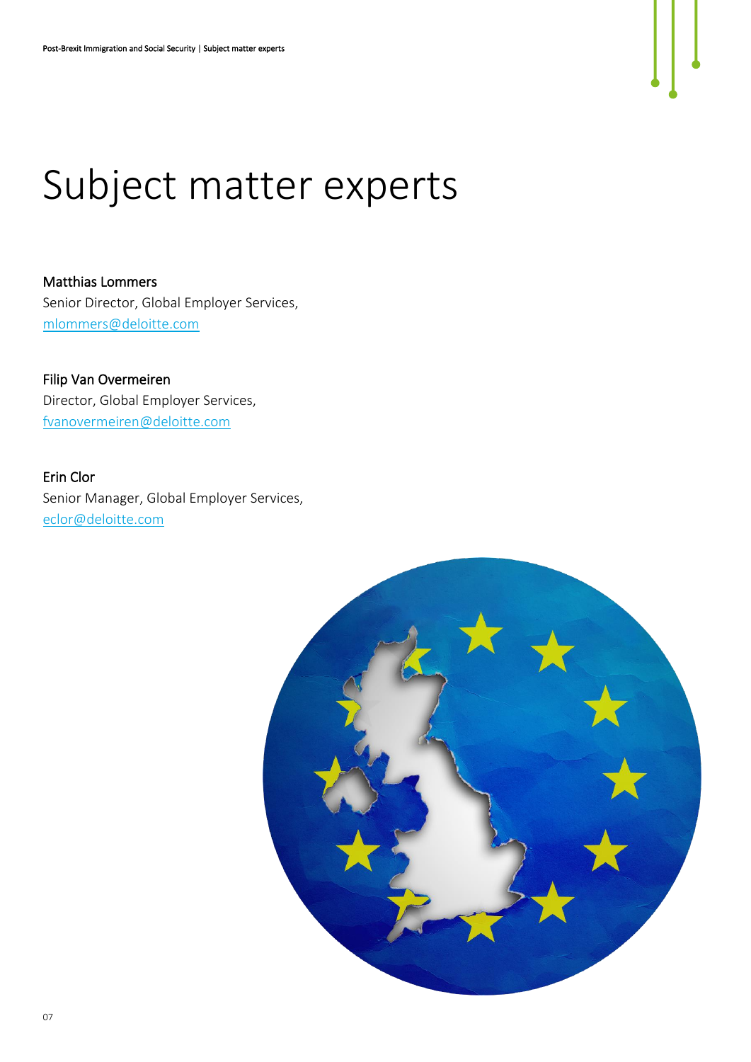# Subject matter experts

Matthias Lommers
Senior Director, Global Employer Services,
mlommers@deloitte.com

Filip Van Overmeiren
Director, Global Employer Services,
fvanovermeiren@deloitte.com

Erin Clor
Senior Manager, Global Employer Services,
eclor@deloitte.com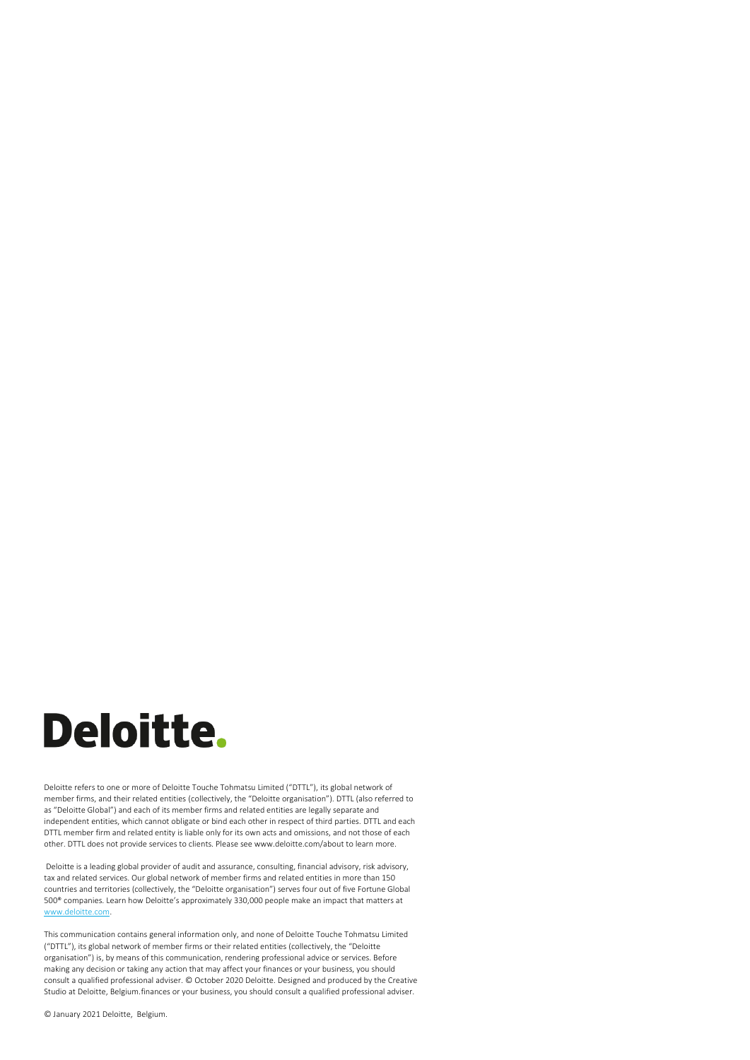Deloitte.

Deloitte refers to one or more of Deloitte Touche Tohmatsu Limited ("DTTL"), its global network of member firms, and their related entities (collectively, the "Deloitte organisation"). DTTL (also referred to as "Deloitte Global") and each of its member firms and related entities are legally separate and independent entities, which cannot obligate or bind each other in respect of third parties. DTTL and each DTTL member firm and related entity is liable only for its own acts and omissions, and not those of each other. DTTL does not provide services to clients. Please see www.deloitte.com/about to learn more.

Deloitte is a leading global provider of audit and assurance, consulting, financial advisory, risk advisory, tax and related services. Our global network of member firms and related entities in more than 150 countries and territories (collectively, the "Deloitte organisation") serves four out of five Fortune Global 500® companies. Learn how Deloitte's approximately 330,000 people make an impact that matters at www.deloitte.com.

This communication contains general information only, and none of Deloitte Touche Tohmatsu Limited ("DTTL"), its global network of member firms or their related entities (collectively, the "Deloitte organisation") is, by means of this communication, rendering professional advice or services. Before making any decision or taking any action that may affect your finances or your business, you should consult a qualified professional adviser. © October 2020 Deloitte. Designed and produced by the Creative Studio at Deloitte, Belgium.finances or your business, you should consult a qualified professional adviser.

© January 2021 Deloitte, Belgium.